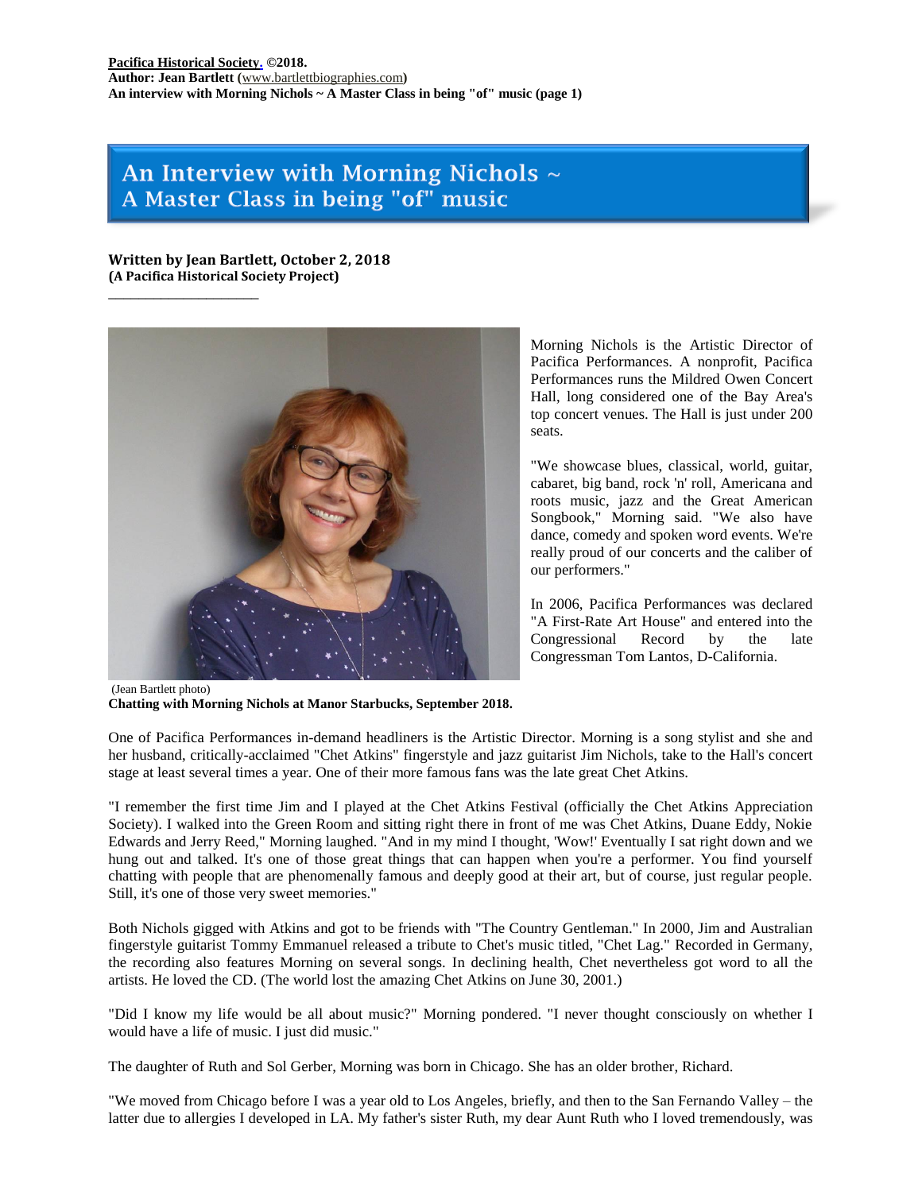**Pacifica Historical Society. ©2018.**
**Author: Jean Bartlett (www.bartlettbiographies.com)**
**An interview with Morning Nichols ~ A Master Class in being "of" music (page 1)**

# An Interview with Morning Nichols ~ A Master Class in being "of" music

**Written by Jean Bartlett, October 2, 2018**
**(A Pacifica Historical Society Project)**

Morning Nichols is the Artistic Director of Pacifica Performances. A nonprofit, Pacifica Performances runs the Mildred Owen Concert Hall, long considered one of the Bay Area's top concert venues. The Hall is just under 200 seats.

"We showcase blues, classical, world, guitar, cabaret, big band, rock 'n' roll, Americana and roots music, jazz and the Great American Songbook," Morning said. "We also have dance, comedy and spoken word events. We're really proud of our concerts and the caliber of our performers."

In 2006, Pacifica Performances was declared "A First-Rate Art House" and entered into the Congressional Record by the late Congressman Tom Lantos, D-California.

(Jean Bartlett photo)
**Chatting with Morning Nichols at Manor Starbucks, September 2018.**

One of Pacifica Performances in-demand headliners is the Artistic Director. Morning is a song stylist and she and her husband, critically-acclaimed "Chet Atkins" fingerstyle and jazz guitarist Jim Nichols, take to the Hall's concert stage at least several times a year. One of their more famous fans was the late great Chet Atkins.

"I remember the first time Jim and I played at the Chet Atkins Festival (officially the Chet Atkins Appreciation Society). I walked into the Green Room and sitting right there in front of me was Chet Atkins, Duane Eddy, Nokie Edwards and Jerry Reed," Morning laughed. "And in my mind I thought, 'Wow!' Eventually I sat right down and we hung out and talked. It's one of those great things that can happen when you're a performer. You find yourself chatting with people that are phenomenally famous and deeply good at their art, but of course, just regular people. Still, it's one of those very sweet memories."

Both Nichols gigged with Atkins and got to be friends with "The Country Gentleman." In 2000, Jim and Australian fingerstyle guitarist Tommy Emmanuel released a tribute to Chet's music titled, "Chet Lag." Recorded in Germany, the recording also features Morning on several songs. In declining health, Chet nevertheless got word to all the artists. He loved the CD. (The world lost the amazing Chet Atkins on June 30, 2001.)

"Did I know my life would be all about music?" Morning pondered. "I never thought consciously on whether I would have a life of music. I just did music."

The daughter of Ruth and Sol Gerber, Morning was born in Chicago. She has an older brother, Richard.

"We moved from Chicago before I was a year old to Los Angeles, briefly, and then to the San Fernando Valley – the latter due to allergies I developed in LA. My father's sister Ruth, my dear Aunt Ruth who I loved tremendously, was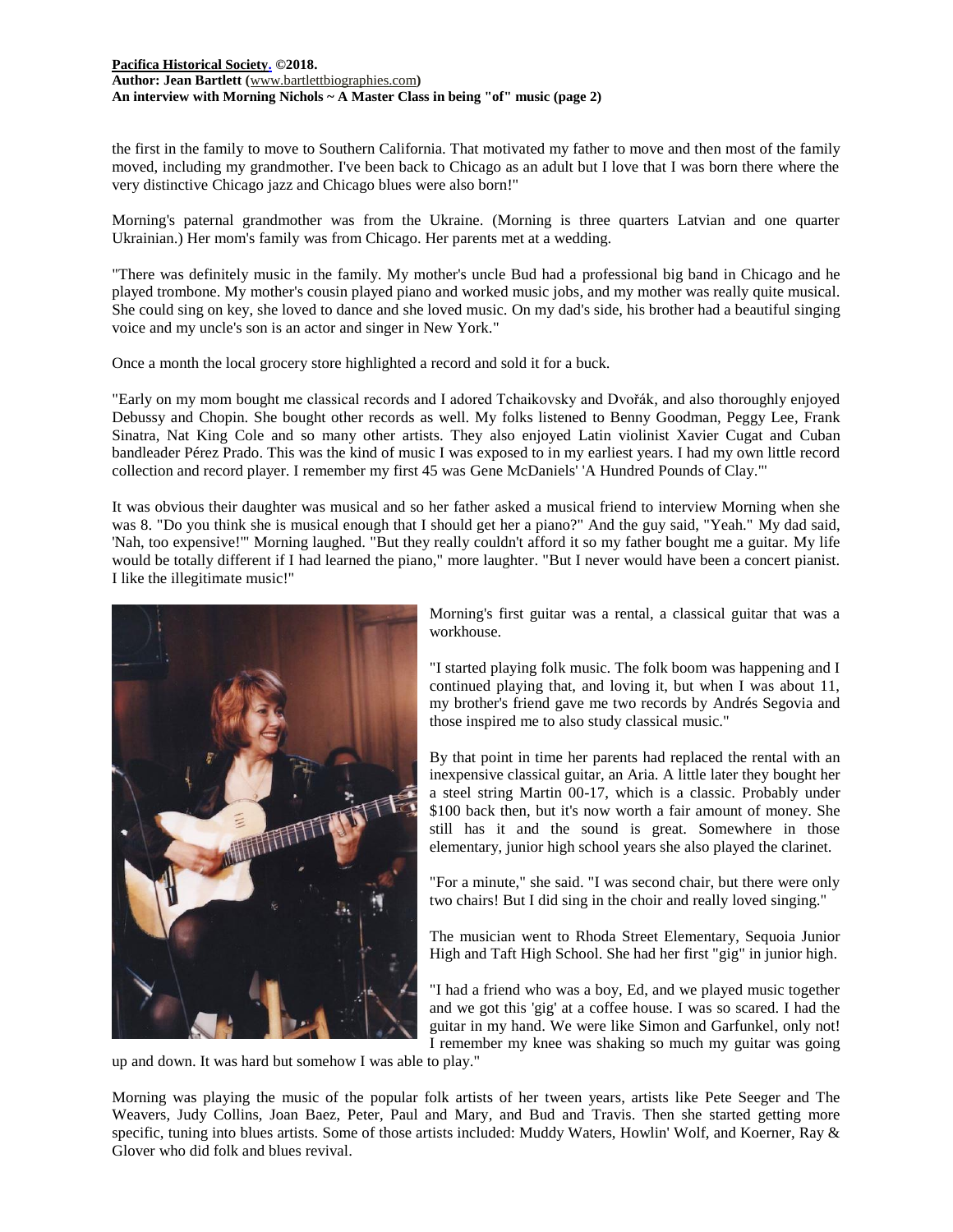the first in the family to move to Southern California. That motivated my father to move and then most of the family moved, including my grandmother. I've been back to Chicago as an adult but I love that I was born there where the very distinctive Chicago jazz and Chicago blues were also born!"

Morning's paternal grandmother was from the Ukraine. (Morning is three quarters Latvian and one quarter Ukrainian.) Her mom's family was from Chicago. Her parents met at a wedding.

"There was definitely music in the family. My mother's uncle Bud had a professional big band in Chicago and he played trombone. My mother's cousin played piano and worked music jobs, and my mother was really quite musical. She could sing on key, she loved to dance and she loved music. On my dad's side, his brother had a beautiful singing voice and my uncle's son is an actor and singer in New York."

Once a month the local grocery store highlighted a record and sold it for a buck.

"Early on my mom bought me classical records and I adored Tchaikovsky and Dvořák, and also thoroughly enjoyed Debussy and Chopin. She bought other records as well. My folks listened to Benny Goodman, Peggy Lee, Frank Sinatra, Nat King Cole and so many other artists. They also enjoyed Latin violinist Xavier Cugat and Cuban bandleader Pérez Prado. This was the kind of music I was exposed to in my earliest years. I had my own little record collection and record player. I remember my first 45 was Gene McDaniels' 'A Hundred Pounds of Clay.'"

It was obvious their daughter was musical and so her father asked a musical friend to interview Morning when she was 8. "Do you think she is musical enough that I should get her a piano?" And the guy said, "Yeah." My dad said, 'Nah, too expensive!'" Morning laughed. "But they really couldn't afford it so my father bought me a guitar. My life would be totally different if I had learned the piano," more laughter. "But I never would have been a concert pianist. I like the illegitimate music!"

Morning's first guitar was a rental, a classical guitar that was a workhouse.

"I started playing folk music. The folk boom was happening and I continued playing that, and loving it, but when I was about 11, my brother's friend gave me two records by Andrés Segovia and those inspired me to also study classical music."

By that point in time her parents had replaced the rental with an inexpensive classical guitar, an Aria. A little later they bought her a steel string Martin 00-17, which is a classic. Probably under $100 back then, but it's now worth a fair amount of money. She still has it and the sound is great. Somewhere in those elementary, junior high school years she also played the clarinet.

"For a minute," she said. "I was second chair, but there were only two chairs! But I did sing in the choir and really loved singing."

The musician went to Rhoda Street Elementary, Sequoia Junior High and Taft High School. She had her first "gig" in junior high.

"I had a friend who was a boy, Ed, and we played music together and we got this 'gig' at a coffee house. I was so scared. I had the guitar in my hand. We were like Simon and Garfunkel, only not! I remember my knee was shaking so much my guitar was going up and down. It was hard but somehow I was able to play."

Morning was playing the music of the popular folk artists of her tween years, artists like Pete Seeger and The Weavers, Judy Collins, Joan Baez, Peter, Paul and Mary, and Bud and Travis. Then she started getting more specific, tuning into blues artists. Some of those artists included: Muddy Waters, Howlin' Wolf, and Koerner, Ray & Glover who did folk and blues revival.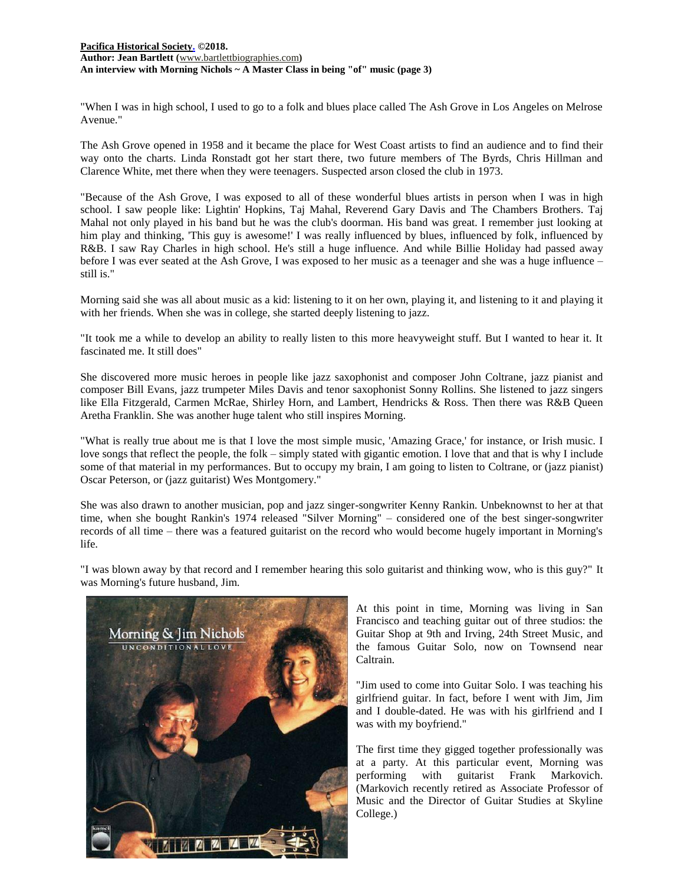"When I was in high school, I used to go to a folk and blues place called The Ash Grove in Los Angeles on Melrose Avenue."

The Ash Grove opened in 1958 and it became the place for West Coast artists to find an audience and to find their way onto the charts. Linda Ronstadt got her start there, two future members of The Byrds, Chris Hillman and Clarence White, met there when they were teenagers. Suspected arson closed the club in 1973.

"Because of the Ash Grove, I was exposed to all of these wonderful blues artists in person when I was in high school. I saw people like: Lightin' Hopkins, Taj Mahal, Reverend Gary Davis and The Chambers Brothers. Taj Mahal not only played in his band but he was the club's doorman. His band was great. I remember just looking at him play and thinking, 'This guy is awesome!' I was really influenced by blues, influenced by folk, influenced by R&B. I saw Ray Charles in high school. He's still a huge influence. And while Billie Holiday had passed away before I was ever seated at the Ash Grove, I was exposed to her music as a teenager and she was a huge influence – still is."

Morning said she was all about music as a kid: listening to it on her own, playing it, and listening to it and playing it with her friends. When she was in college, she started deeply listening to jazz.

"It took me a while to develop an ability to really listen to this more heavyweight stuff. But I wanted to hear it. It fascinated me. It still does"

She discovered more music heroes in people like jazz saxophonist and composer John Coltrane, jazz pianist and composer Bill Evans, jazz trumpeter Miles Davis and tenor saxophonist Sonny Rollins. She listened to jazz singers like Ella Fitzgerald, Carmen McRae, Shirley Horn, and Lambert, Hendricks & Ross. Then there was R&B Queen Aretha Franklin. She was another huge talent who still inspires Morning.

"What is really true about me is that I love the most simple music, 'Amazing Grace,' for instance, or Irish music. I love songs that reflect the people, the folk – simply stated with gigantic emotion. I love that and that is why I include some of that material in my performances. But to occupy my brain, I am going to listen to Coltrane, or (jazz pianist) Oscar Peterson, or (jazz guitarist) Wes Montgomery."

She was also drawn to another musician, pop and jazz singer-songwriter Kenny Rankin. Unbeknownst to her at that time, when she bought Rankin's 1974 released "Silver Morning" – considered one of the best singer-songwriter records of all time – there was a featured guitarist on the record who would become hugely important in Morning's life.

"I was blown away by that record and I remember hearing this solo guitarist and thinking wow, who is this guy?" It was Morning's future husband, Jim.

At this point in time, Morning was living in San Francisco and teaching guitar out of three studios: the Guitar Shop at 9th and Irving, 24th Street Music, and the famous Guitar Solo, now on Townsend near Caltrain.

"Jim used to come into Guitar Solo. I was teaching his girlfriend guitar. In fact, before I went with Jim, Jim and I double-dated. He was with his girlfriend and I was with my boyfriend."

The first time they gigged together professionally was at a party. At this particular event, Morning was performing with guitarist Frank Markovich. (Markovich recently retired as Associate Professor of Music and the Director of Guitar Studies at Skyline College.)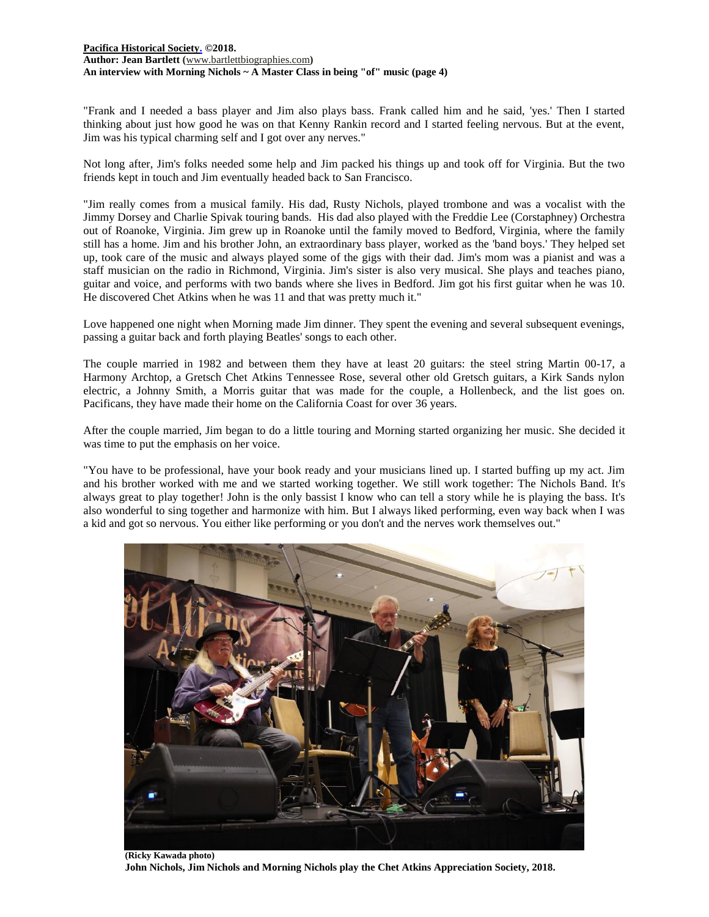"Frank and I needed a bass player and Jim also plays bass. Frank called him and he said, 'yes.' Then I started thinking about just how good he was on that Kenny Rankin record and I started feeling nervous. But at the event, Jim was his typical charming self and I got over any nerves."

Not long after, Jim's folks needed some help and Jim packed his things up and took off for Virginia. But the two friends kept in touch and Jim eventually headed back to San Francisco.

"Jim really comes from a musical family. His dad, Rusty Nichols, played trombone and was a vocalist with the Jimmy Dorsey and Charlie Spivak touring bands. His dad also played with the Freddie Lee (Corstaphney) Orchestra out of Roanoke, Virginia. Jim grew up in Roanoke until the family moved to Bedford, Virginia, where the family still has a home. Jim and his brother John, an extraordinary bass player, worked as the 'band boys.' They helped set up, took care of the music and always played some of the gigs with their dad. Jim's mom was a pianist and was a staff musician on the radio in Richmond, Virginia. Jim's sister is also very musical. She plays and teaches piano, guitar and voice, and performs with two bands where she lives in Bedford. Jim got his first guitar when he was 10. He discovered Chet Atkins when he was 11 and that was pretty much it."

Love happened one night when Morning made Jim dinner. They spent the evening and several subsequent evenings, passing a guitar back and forth playing Beatles' songs to each other.

The couple married in 1982 and between them they have at least 20 guitars: the steel string Martin 00-17, a Harmony Archtop, a Gretsch Chet Atkins Tennessee Rose, several other old Gretsch guitars, a Kirk Sands nylon electric, a Johnny Smith, a Morris guitar that was made for the couple, a Hollenbeck, and the list goes on. Pacificans, they have made their home on the California Coast for over 36 years.

After the couple married, Jim began to do a little touring and Morning started organizing her music. She decided it was time to put the emphasis on her voice.

"You have to be professional, have your book ready and your musicians lined up. I started buffing up my act. Jim and his brother worked with me and we started working together. We still work together: The Nichols Band. It's always great to play together! John is the only bassist I know who can tell a story while he is playing the bass. It's also wonderful to sing together and harmonize with him. But I always liked performing, even way back when I was a kid and got so nervous. You either like performing or you don't and the nerves work themselves out."

**(Ricky Kawada photo)**

**John Nichols, Jim Nichols and Morning Nichols play the Chet Atkins Appreciation Society, 2018.**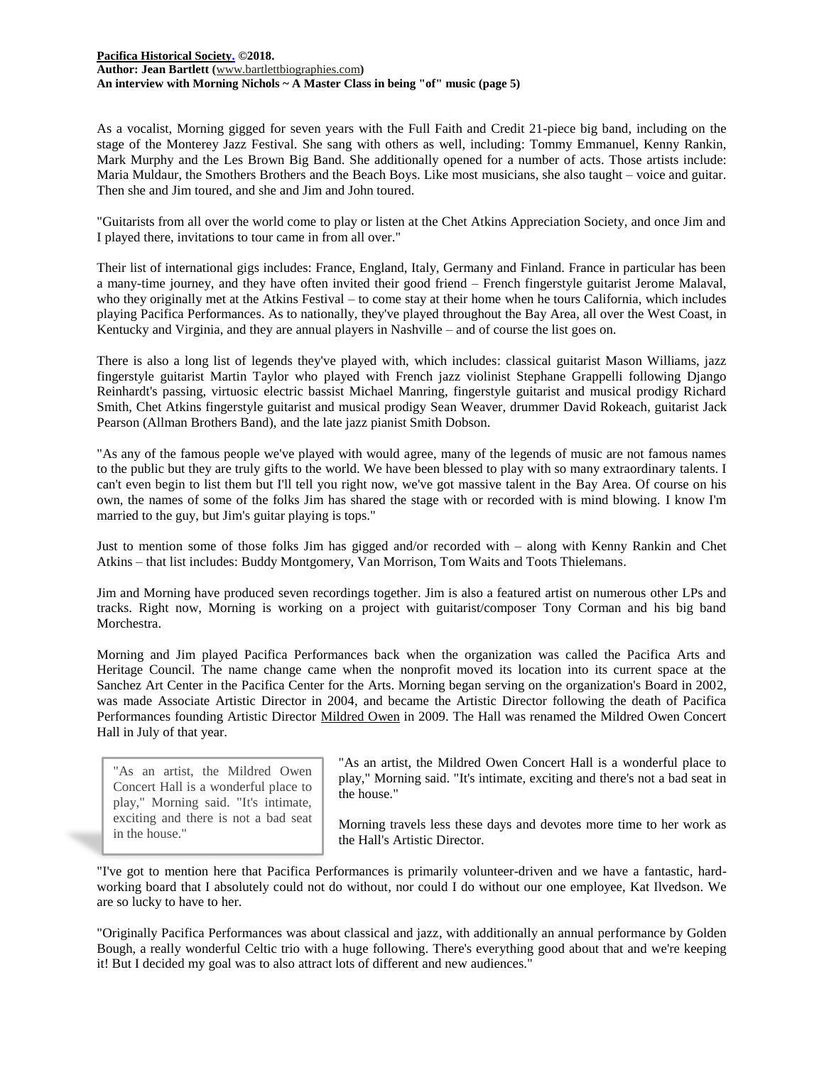As a vocalist, Morning gigged for seven years with the Full Faith and Credit 21-piece big band, including on the stage of the Monterey Jazz Festival. She sang with others as well, including: Tommy Emmanuel, Kenny Rankin, Mark Murphy and the Les Brown Big Band. She additionally opened for a number of acts. Those artists include: Maria Muldaur, the Smothers Brothers and the Beach Boys. Like most musicians, she also taught – voice and guitar. Then she and Jim toured, and she and Jim and John toured.

"Guitarists from all over the world come to play or listen at the Chet Atkins Appreciation Society, and once Jim and I played there, invitations to tour came in from all over."

Their list of international gigs includes: France, England, Italy, Germany and Finland. France in particular has been a many-time journey, and they have often invited their good friend – French fingerstyle guitarist Jerome Malaval, who they originally met at the Atkins Festival – to come stay at their home when he tours California, which includes playing Pacifica Performances. As to nationally, they've played throughout the Bay Area, all over the West Coast, in Kentucky and Virginia, and they are annual players in Nashville – and of course the list goes on.

There is also a long list of legends they've played with, which includes: classical guitarist Mason Williams, jazz fingerstyle guitarist Martin Taylor who played with French jazz violinist Stephane Grappelli following Django Reinhardt's passing, virtuosic electric bassist Michael Manring, fingerstyle guitarist and musical prodigy Richard Smith, Chet Atkins fingerstyle guitarist and musical prodigy Sean Weaver, drummer David Rokeach, guitarist Jack Pearson (Allman Brothers Band), and the late jazz pianist Smith Dobson.

"As any of the famous people we've played with would agree, many of the legends of music are not famous names to the public but they are truly gifts to the world. We have been blessed to play with so many extraordinary talents. I can't even begin to list them but I'll tell you right now, we've got massive talent in the Bay Area. Of course on his own, the names of some of the folks Jim has shared the stage with or recorded with is mind blowing. I know I'm married to the guy, but Jim's guitar playing is tops."

Just to mention some of those folks Jim has gigged and/or recorded with – along with Kenny Rankin and Chet Atkins – that list includes: Buddy Montgomery, Van Morrison, Tom Waits and Toots Thielemans.

Jim and Morning have produced seven recordings together. Jim is also a featured artist on numerous other LPs and tracks. Right now, Morning is working on a project with guitarist/composer Tony Corman and his big band Morchestra.

Morning and Jim played Pacifica Performances back when the organization was called the Pacifica Arts and Heritage Council. The name change came when the nonprofit moved its location into its current space at the Sanchez Art Center in the Pacifica Center for the Arts. Morning began serving on the organization's Board in 2002, was made Associate Artistic Director in 2004, and became the Artistic Director following the death of Pacifica Performances founding Artistic Director Mildred Owen in 2009. The Hall was renamed the Mildred Owen Concert Hall in July of that year.

> "As an artist, the Mildred Owen Concert Hall is a wonderful place to play," Morning said. "It's intimate, exciting and there is not a bad seat in the house."

"As an artist, the Mildred Owen Concert Hall is a wonderful place to play," Morning said. "It's intimate, exciting and there's not a bad seat in the house."

Morning travels less these days and devotes more time to her work as the Hall's Artistic Director.

"I've got to mention here that Pacifica Performances is primarily volunteer-driven and we have a fantastic, hard-working board that I absolutely could not do without, nor could I do without our one employee, Kat Ilvedson. We are so lucky to have to her.

"Originally Pacifica Performances was about classical and jazz, with additionally an annual performance by Golden Bough, a really wonderful Celtic trio with a huge following. There's everything good about that and we're keeping it! But I decided my goal was to also attract lots of different and new audiences."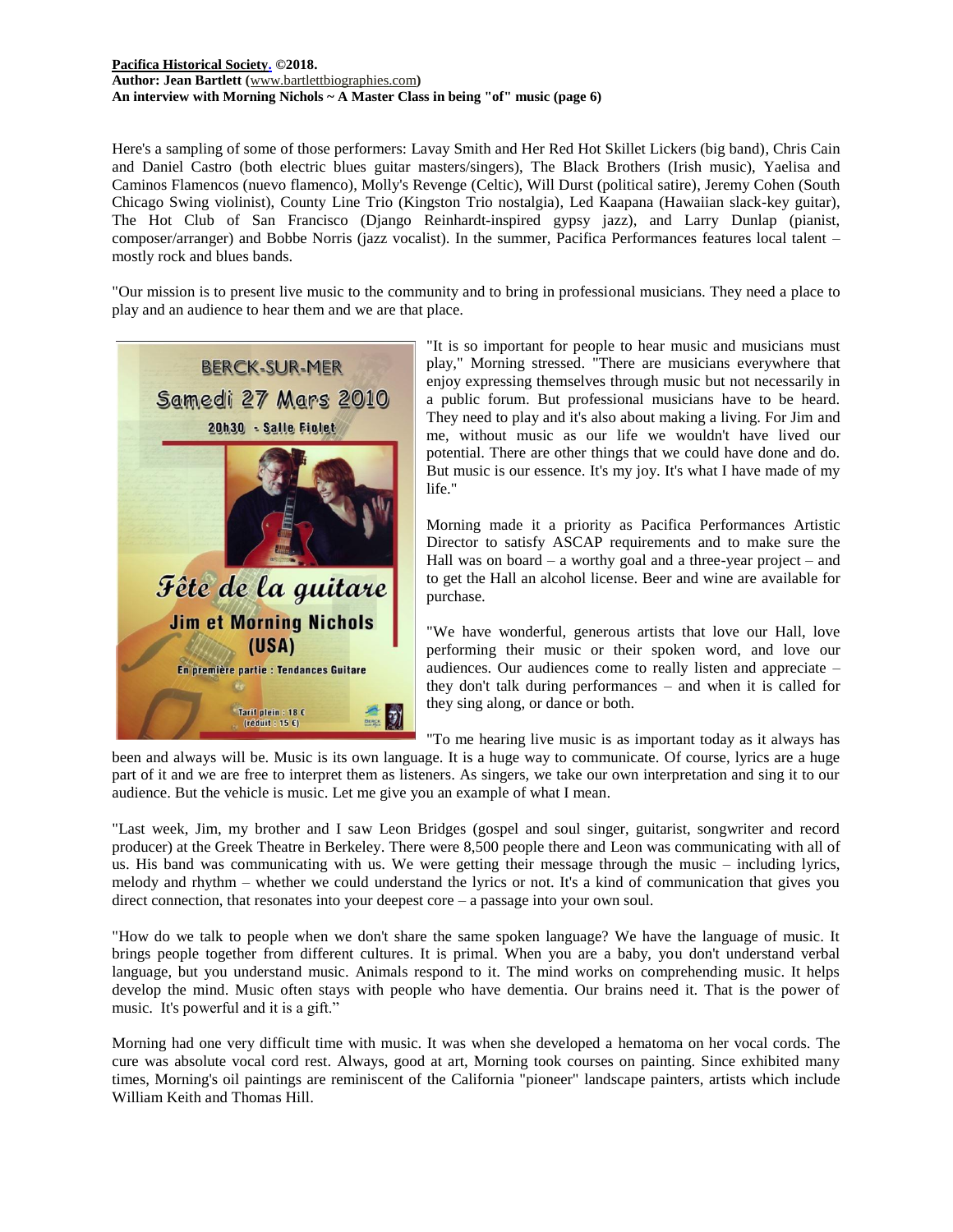Here's a sampling of some of those performers: Lavay Smith and Her Red Hot Skillet Lickers (big band), Chris Cain and Daniel Castro (both electric blues guitar masters/singers), The Black Brothers (Irish music), Yaelisa and Caminos Flamencos (nuevo flamenco), Molly's Revenge (Celtic), Will Durst (political satire), Jeremy Cohen (South Chicago Swing violinist), County Line Trio (Kingston Trio nostalgia), Led Kaapana (Hawaiian slack-key guitar), The Hot Club of San Francisco (Django Reinhardt-inspired gypsy jazz), and Larry Dunlap (pianist, composer/arranger) and Bobbe Norris (jazz vocalist). In the summer, Pacifica Performances features local talent – mostly rock and blues bands.

"Our mission is to present live music to the community and to bring in professional musicians. They need a place to play and an audience to hear them and we are that place.

"It is so important for people to hear music and musicians must play," Morning stressed. "There are musicians everywhere that enjoy expressing themselves through music but not necessarily in a public forum. But professional musicians have to be heard. They need to play and it's also about making a living. For Jim and me, without music as our life we wouldn't have lived our potential. There are other things that we could have done and do. But music is our essence. It's my joy. It's what I have made of my life."

Morning made it a priority as Pacifica Performances Artistic Director to satisfy ASCAP requirements and to make sure the Hall was on board – a worthy goal and a three-year project – and to get the Hall an alcohol license. Beer and wine are available for purchase.

"We have wonderful, generous artists that love our Hall, love performing their music or their spoken word, and love our audiences. Our audiences come to really listen and appreciate – they don't talk during performances – and when it is called for they sing along, or dance or both.

"To me hearing live music is as important today as it always has been and always will be. Music is its own language. It is a huge way to communicate. Of course, lyrics are a huge part of it and we are free to interpret them as listeners. As singers, we take our own interpretation and sing it to our audience. But the vehicle is music. Let me give you an example of what I mean.

"Last week, Jim, my brother and I saw Leon Bridges (gospel and soul singer, guitarist, songwriter and record producer) at the Greek Theatre in Berkeley. There were 8,500 people there and Leon was communicating with all of us. His band was communicating with us. We were getting their message through the music – including lyrics, melody and rhythm – whether we could understand the lyrics or not. It's a kind of communication that gives you direct connection, that resonates into your deepest core – a passage into your own soul.

"How do we talk to people when we don't share the same spoken language? We have the language of music. It brings people together from different cultures. It is primal. When you are a baby, you don't understand verbal language, but you understand music. Animals respond to it. The mind works on comprehending music. It helps develop the mind. Music often stays with people who have dementia. Our brains need it. That is the power of music. It's powerful and it is a gift."

Morning had one very difficult time with music. It was when she developed a hematoma on her vocal cords. The cure was absolute vocal cord rest. Always, good at art, Morning took courses on painting. Since exhibited many times, Morning's oil paintings are reminiscent of the California "pioneer" landscape painters, artists which include William Keith and Thomas Hill.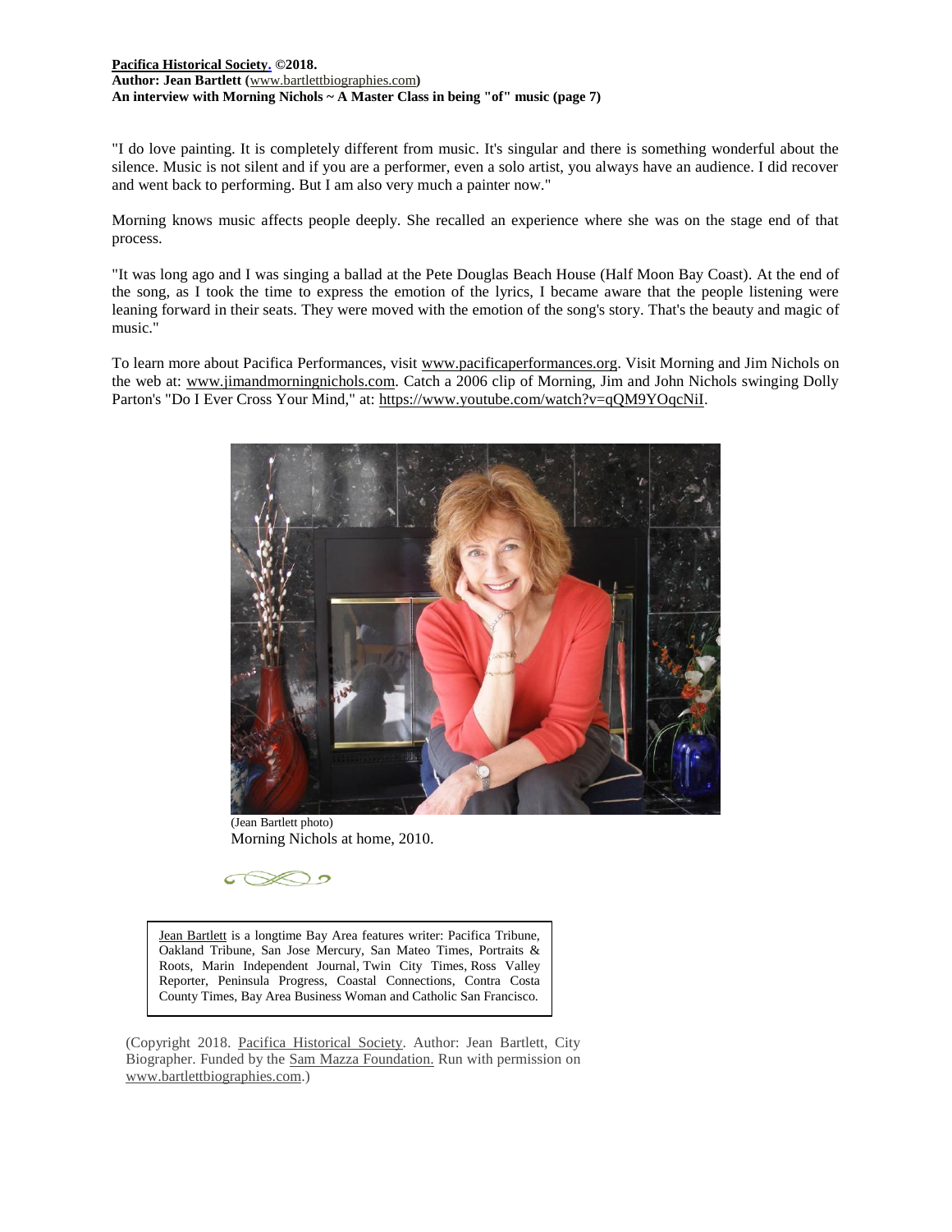"I do love painting. It is completely different from music. It's singular and there is something wonderful about the silence. Music is not silent and if you are a performer, even a solo artist, you always have an audience. I did recover and went back to performing. But I am also very much a painter now."

Morning knows music affects people deeply. She recalled an experience where she was on the stage end of that process.

"It was long ago and I was singing a ballad at the Pete Douglas Beach House (Half Moon Bay Coast). At the end of the song, as I took the time to express the emotion of the lyrics, I became aware that the people listening were leaning forward in their seats. They were moved with the emotion of the song's story. That's the beauty and magic of music."

To learn more about Pacifica Performances, visit www.pacificaperformances.org. Visit Morning and Jim Nichols on the web at: www.jimandmorningnichols.com. Catch a 2006 clip of Morning, Jim and John Nichols swinging Dolly Parton's "Do I Ever Cross Your Mind," at: https://www.youtube.com/watch?v=qQM9YOqcNiI.

(Jean Bartlett photo)
Morning Nichols at home, 2010.

Jean Bartlett is a longtime Bay Area features writer: Pacifica Tribune, Oakland Tribune, San Jose Mercury, San Mateo Times, Portraits & Roots, Marin Independent Journal, Twin City Times, Ross Valley Reporter, Peninsula Progress, Coastal Connections, Contra Costa County Times, Bay Area Business Woman and Catholic San Francisco.

(Copyright 2018. Pacifica Historical Society. Author: Jean Bartlett, City Biographer. Funded by the Sam Mazza Foundation. Run with permission on www.bartlettbiographies.com.)